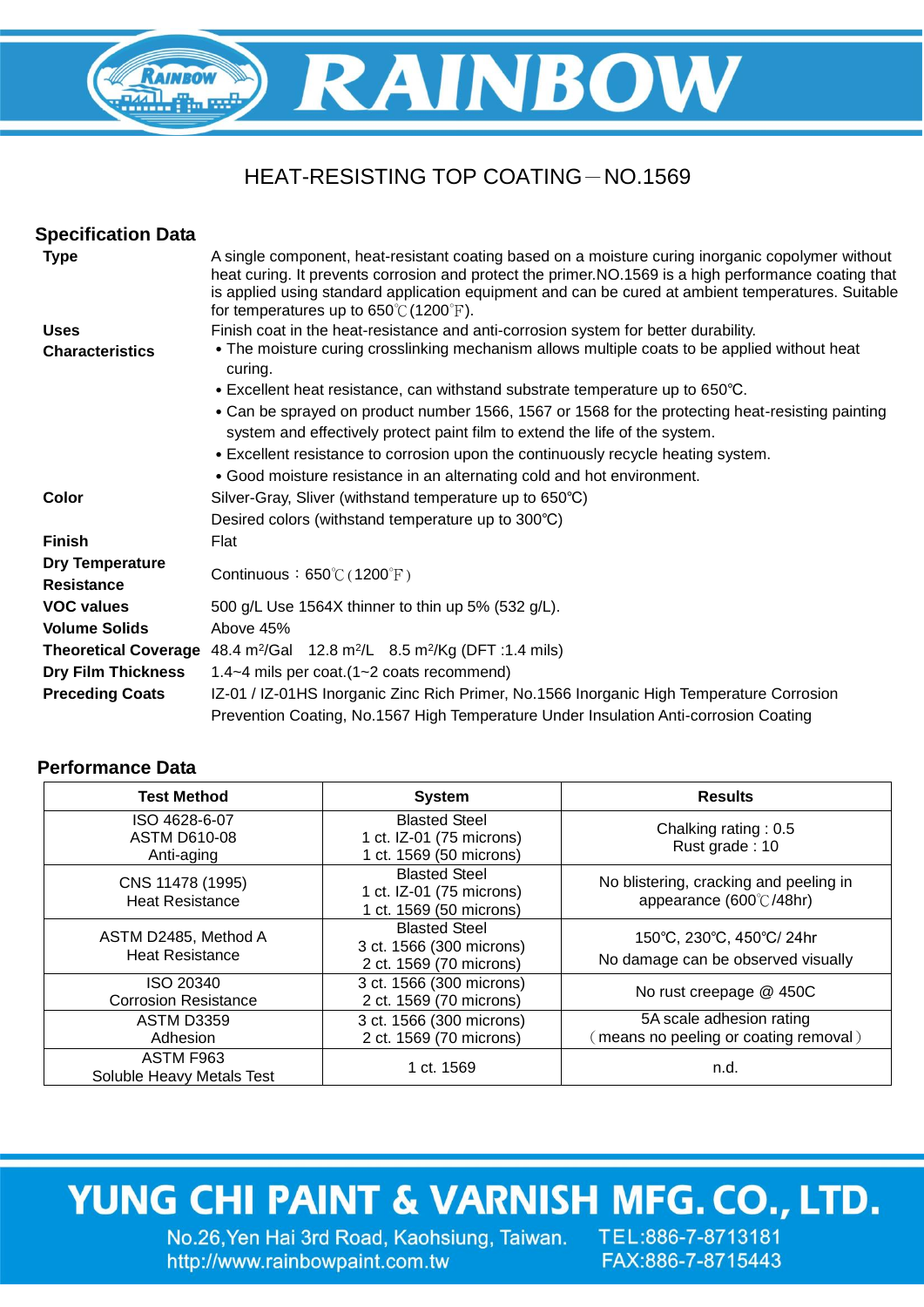# HEAT-RESISTING TOP COATING－NO.1569

## Specification Data

**Type**
A single component, heat-resistant coating based on a moisture curing inorganic copolymer without heat curing. It prevents corrosion and protect the primer.NO.1569 is a high performance coating that is applied using standard application equipment and can be cured at ambient temperatures. Suitable for temperatures up to 650℃(1200℉).

**Uses**
Finish coat in the heat-resistance and anti-corrosion system for better durability.

**Characteristics**
- The moisture curing crosslinking mechanism allows multiple coats to be applied without heat curing.
- Excellent heat resistance, can withstand substrate temperature up to 650℃.
- Can be sprayed on product number 1566, 1567 or 1568 for the protecting heat-resisting painting system and effectively protect paint film to extend the life of the system.
- Excellent resistance to corrosion upon the continuously recycle heating system.
- Good moisture resistance in an alternating cold and hot environment.

**Color**
Silver-Gray, Sliver (withstand temperature up to 650℃)
Desired colors (withstand temperature up to 300℃)

**Finish**
Flat

**Dry Temperature Resistance**
Continuous：650℃(1200℉)

**VOC values**
500 g/L Use 1564X thinner to thin up 5% (532 g/L).

**Volume Solids**
Above 45%

**Theoretical Coverage**
48.4 $m^2$/Gal 12.8 $m^2$/L 8.5 $m^2$/Kg (DFT :1.4 mils)

**Dry Film Thickness**
1.4~4 mils per coat.(1~2 coats recommend)

**Preceding Coats**
IZ-01 / IZ-01HS Inorganic Zinc Rich Primer, No.1566 Inorganic High Temperature Corrosion Prevention Coating, No.1567 High Temperature Under Insulation Anti-corrosion Coating

## Performance Data

| Test Method | System | Results |
|---|---|---|
| ISO 4628-6-07<br>ASTM D610-08<br>Anti-aging | Blasted Steel<br>1 ct. IZ-01 (75 microns)<br>1 ct. 1569 (50 microns) | Chalking rating : 0.5<br>Rust grade : 10 |
| CNS 11478 (1995)<br>Heat Resistance | Blasted Steel<br>1 ct. IZ-01 (75 microns)<br>1 ct. 1569 (50 microns) | No blistering, cracking and peeling in appearance (600℃/48hr) |
| ASTM D2485, Method A<br>Heat Resistance | Blasted Steel<br>3 ct. 1566 (300 microns)<br>2 ct. 1569 (70 microns) | 150℃, 230℃, 450℃/ 24hr<br>No damage can be observed visually |
| ISO 20340<br>Corrosion Resistance | 3 ct. 1566 (300 microns)<br>2 ct. 1569 (70 microns) | No rust creepage @ 450C |
| ASTM D3359<br>Adhesion | 3 ct. 1566 (300 microns)<br>2 ct. 1569 (70 microns) | 5A scale adhesion rating<br>（means no peeling or coating removal） |
| ASTM F963<br>Soluble Heavy Metals Test | 1 ct. 1569 | n.d. |

**YUNG CHI PAINT & VARNISH MFG. CO., LTD.**
No.26,Yen Hai 3rd Road, Kaohsiung, Taiwan. TEL:886-7-8713181
http://www.rainbowpaint.com.tw FAX:886-7-8715443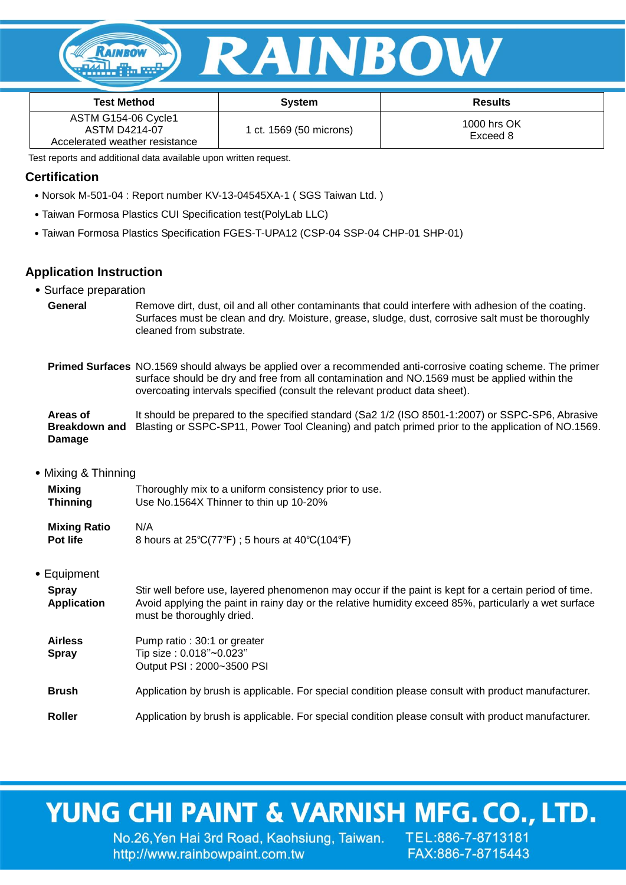| Test Method | System | Results |
|---|---|---|
| ASTM G154-06 Cycle1<br>ASTM D4214-07<br>Accelerated weather resistance | 1 ct. 1569 (50 microns) | 1000 hrs OK<br>Exceed 8 |

Test reports and additional data available upon written request.

## Certification

- Norsok M-501-04 : Report number KV-13-04545XA-1 ( SGS Taiwan Ltd. )
- Taiwan Formosa Plastics CUI Specification test(PolyLab LLC)
- Taiwan Formosa Plastics Specification FGES-T-UPA12 (CSP-04 SSP-04 CHP-01 SHP-01)

## Application Instruction

- Surface preparation

**General** Remove dirt, dust, oil and all other contaminants that could interfere with adhesion of the coating. Surfaces must be clean and dry. Moisture, grease, sludge, dust, corrosive salt must be thoroughly cleaned from substrate.

**Primed Surfaces** NO.1569 should always be applied over a recommended anti-corrosive coating scheme. The primer surface should be dry and free from all contamination and NO.1569 must be applied within the overcoating intervals specified (consult the relevant product data sheet).

**Areas of Breakdown and Damage** It should be prepared to the specified standard (Sa2 1/2 (ISO 8501-1:2007) or SSPC-SP6, Abrasive Blasting or SSPC-SP11, Power Tool Cleaning) and patch primed prior to the application of NO.1569.

- Mixing & Thinning

**Mixing** Thoroughly mix to a uniform consistency prior to use.
**Thinning** Use No.1564X Thinner to thin up 10-20%

**Mixing Ratio** N/A
**Pot life** 8 hours at 25℃(77℉) ; 5 hours at 40℃(104℉)

- Equipment

**Spray Application** Stir well before use, layered phenomenon may occur if the paint is kept for a certain period of time. Avoid applying the paint in rainy day or the relative humidity exceed 85%, particularly a wet surface must be thoroughly dried.

**Airless Spray** Pump ratio : 30:1 or greater
Tip size : 0.018''~0.023''
Output PSI : 2000~3500 PSI

**Brush** Application by brush is applicable. For special condition please consult with product manufacturer.

**Roller** Application by brush is applicable. For special condition please consult with product manufacturer.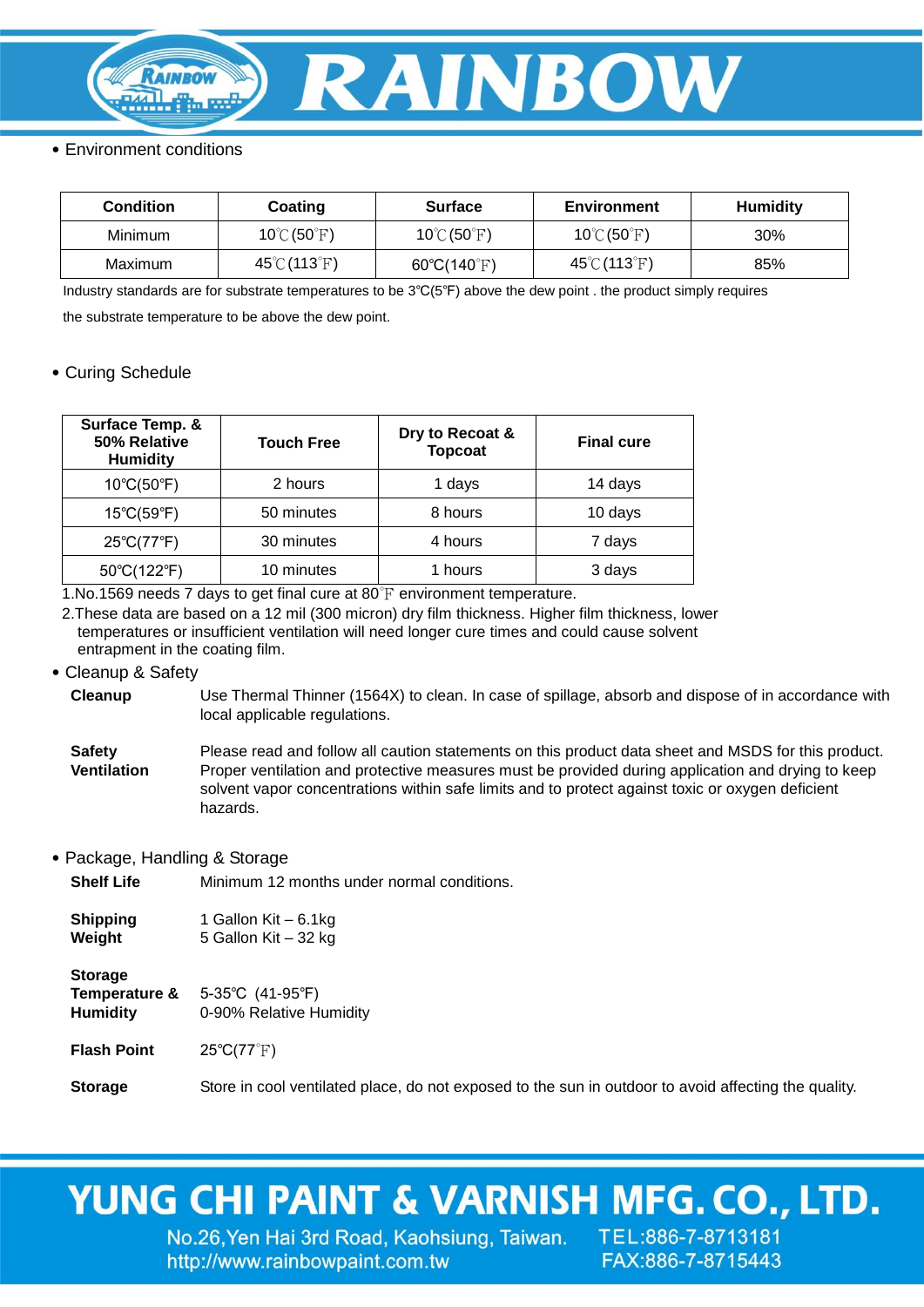• Environment conditions

| Condition | Coating | Surface | Environment | Humidity |
|---|---|---|---|---|
| Minimum | 10℃(50℉) | 10℃(50℉) | 10℃(50℉) | 30% |
| Maximum | 45℃(113℉) | 60℃(140℉) | 45℃(113℉) | 85% |

Industry standards are for substrate temperatures to be 3℃(5℉) above the dew point . the product simply requires the substrate temperature to be above the dew point.

• Curing Schedule

| Surface Temp. & 50% Relative Humidity | Touch Free | Dry to Recoat & Topcoat | Final cure |
|---|---|---|---|
| 10℃(50℉) | 2 hours | 1 days | 14 days |
| 15℃(59℉) | 50 minutes | 8 hours | 10 days |
| 25℃(77℉) | 30 minutes | 4 hours | 7 days |
| 50℃(122℉) | 10 minutes | 1 hours | 3 days |

1.No.1569 needs 7 days to get final cure at 80℉ environment temperature.

2.These data are based on a 12 mil (300 micron) dry film thickness. Higher film thickness, lower temperatures or insufficient ventilation will need longer cure times and could cause solvent entrapment in the coating film.

• Cleanup & Safety

**Cleanup** Use Thermal Thinner (1564X) to clean. In case of spillage, absorb and dispose of in accordance with local applicable regulations.

**Safety Ventilation** Please read and follow all caution statements on this product data sheet and MSDS for this product. Proper ventilation and protective measures must be provided during application and drying to keep solvent vapor concentrations within safe limits and to protect against toxic or oxygen deficient hazards.

• Package, Handling & Storage

**Shelf Life** Minimum 12 months under normal conditions.

**Shipping Weight** 1 Gallon Kit – 6.1kg
5 Gallon Kit – 32 kg

**Storage Temperature & Humidity** 5-35℃ (41-95℉)
0-90% Relative Humidity

**Flash Point** 25℃(77℉)

**Storage** Store in cool ventilated place, do not exposed to the sun in outdoor to avoid affecting the quality.

YUNG CHI PAINT & VARNISH MFG. CO., LTD.

No.26,Yen Hai 3rd Road, Kaohsiung, Taiwan. TEL:886-7-8713181
http://www.rainbowpaint.com.tw FAX:886-7-8715443